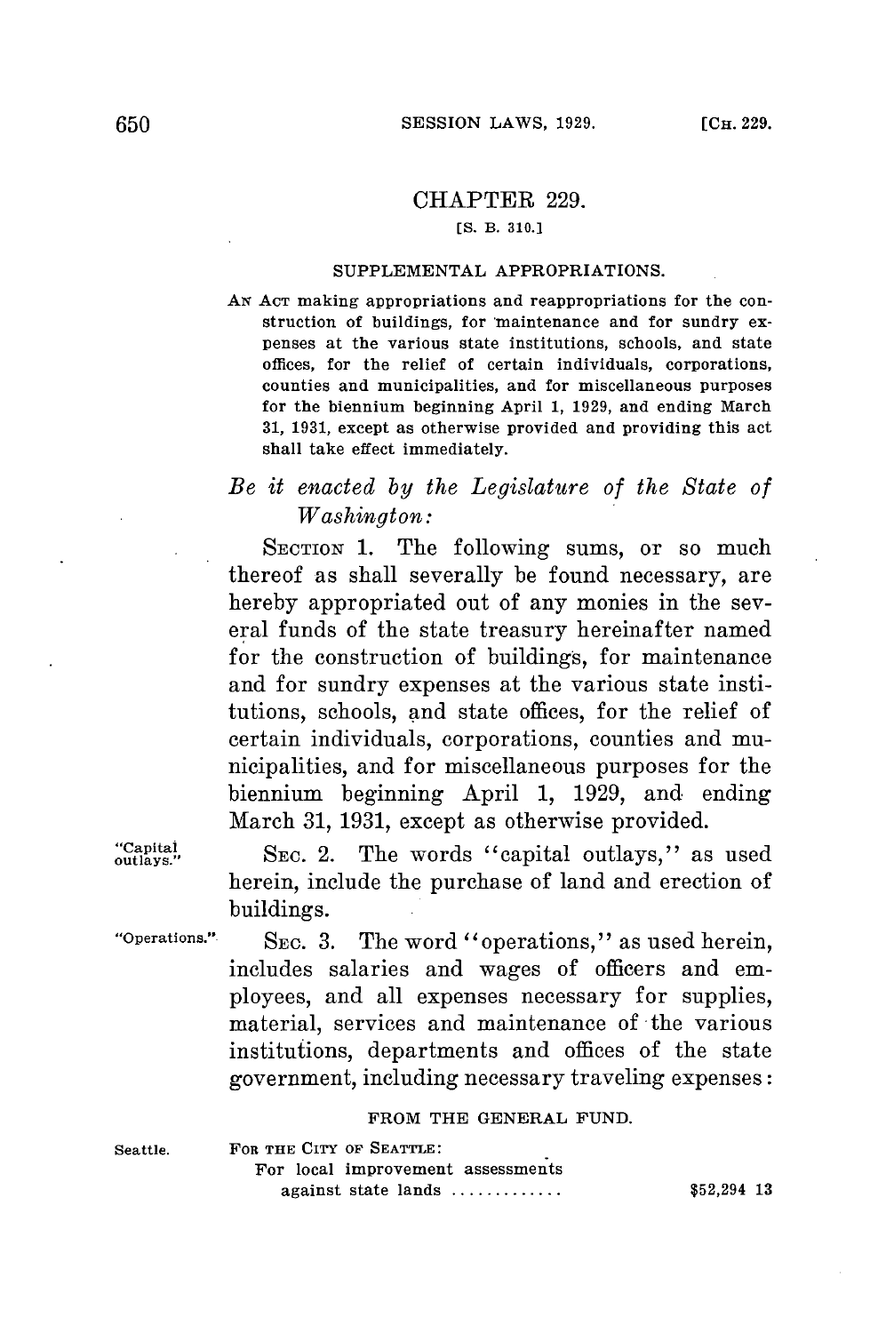# CHAPTER 229.

[S. B. 310.]

## SUPPLEMENTAL APPROPRIATIONS.

AN ACT making appropriations and reappropriations for the construction of buildings, for maintenance and for sundry expenses at the various state institutions, schools, and state offices, for the relief of certain individuals, corporations, counties and municipalities, and for miscellaneous purposes for the biennium beginning April 1, 1929, and ending March 31, 1931, except as otherwise provided and providing this act shall take effect immediately.

*Be it enacted by the Legislature of the State of Washington:*

SECTION 1. The following sums, or so much thereof as shall severally be found necessary, are hereby appropriated out of any monies in the several funds of the state treasury hereinafter named for the construction of buildings, for maintenance and for sundry expenses at the various state institutions, schools, and state offices, for the relief of certain individuals, corporations, counties and municipalities, and for miscellaneous purposes for the biennium beginning April 1, 1929, and ending March 31, 1931, except as otherwise provided.

"Capital outlays." SEC. 2. The words "capital outlays," as used herein, include the purchase of land and erection of buildings.

"Operations." SEC. 3. The word "operations," as used herein, includes salaries and wages of officers and employees, and all expenses necessary for supplies, material, services and maintenance of the various institutions, departments and offices of the state government, including necessary traveling expenses:

FROM THE GENERAL FUND.

Seattle. FOR THE CITY OF SEATTLE:

For local improvement assessments against state lands ............. $52,294 13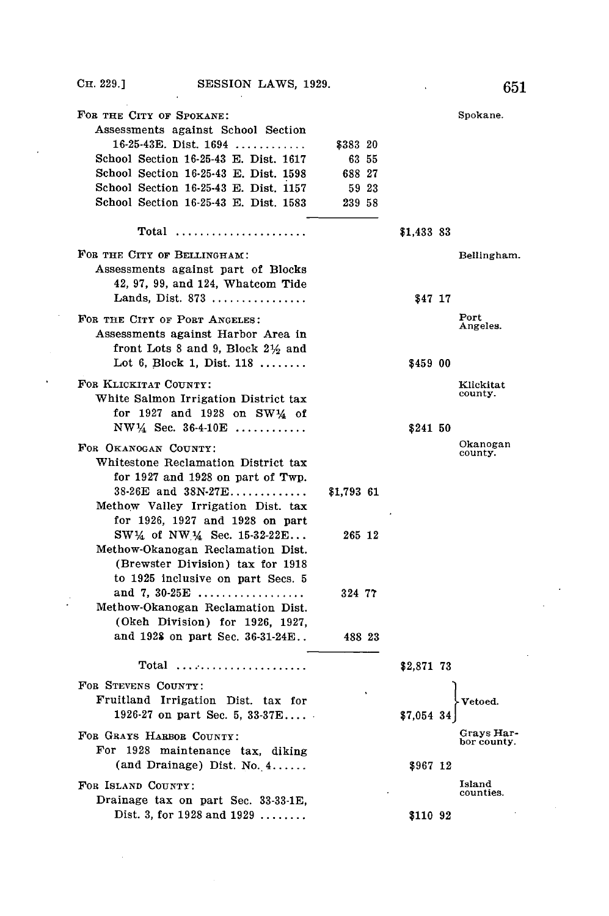FOR THE CITY OF SPOKANE: *Spokane.*

| | | |
|---|---|---|
| Assessments against School Section 16-25-43E. Dist. 1694 ............ | $383 20 | |
| School Section 16-25-43 E. Dist. 1617 | 63 55 | |
| School Section 16-25-43 E. Dist. 1598 | 688 27 | |
| School Section 16-25-43 E. Dist. 1157 | 59 23 | |
| School Section 16-25-43 E. Dist. 1583 | 239 58 | |
| Total ...................... | | $1,433 83 |

FOR THE CITY OF BELLINGHAM: *Bellingham.*

| | | |
|---|---|---|
| Assessments against part of Blocks 42, 97, 99, and 124, Whatcom Tide Lands, Dist. 873 ................ | | $47 17 |

FOR THE CITY OF PORT ANGELES: *Port Angeles.*

| | | |
|---|---|---|
| Assessments against Harbor Area in front Lots 8 and 9, Block 2½ and Lot 6, Block 1, Dist. 118 ........ | | $459 00 |

FOR KLICKITAT COUNTY: *Klickitat county.*

| | | |
|---|---|---|
| White Salmon Irrigation District tax for 1927 and 1928 on SW¼ of NW¼ Sec. 36-4-10E ............ | | $241 50 |

FOR OKANOGAN COUNTY: *Okanogan county.*

| | | |
|---|---|---|
| Whitestone Reclamation District tax for 1927 and 1928 on part of Twp. 38-26E and 38N-27E............. | $1,793 61 | |
| Methow Valley Irrigation Dist. tax for 1926, 1927 and 1928 on part SW¼ of NW¼ Sec. 15-32-22E... | 265 12 | |
| Methow-Okanogan Reclamation Dist. (Brewster Division) tax for 1918 to 1925 inclusive on part Secs. 5 and 7, 30-25E .................. | 324 77 | |
| Methow-Okanogan Reclamation Dist. (Okeh Division) for 1926, 1927, and 1928 on part Sec. 36-31-24E.. | 488 23 | |
| Total ...................... | | $2,871 73 |

FOR STEVENS COUNTY: *Vetoed.*

| | | |
|---|---|---|
| Fruitland Irrigation Dist. tax for 1926-27 on part Sec. 5, 33-37E.... | | $7,054 34 |

FOR GRAYS HARBOR COUNTY: *Grays Harbor county.*

| | | |
|---|---|---|
| For 1928 maintenance tax, diking (and Drainage) Dist. No. 4...... | | $967 12 |

FOR ISLAND COUNTY: *Island counties.*

| | | |
|---|---|---|
| Drainage tax on part Sec. 33-33-1E, Dist. 3, for 1928 and 1929 ........ | | $110 92 |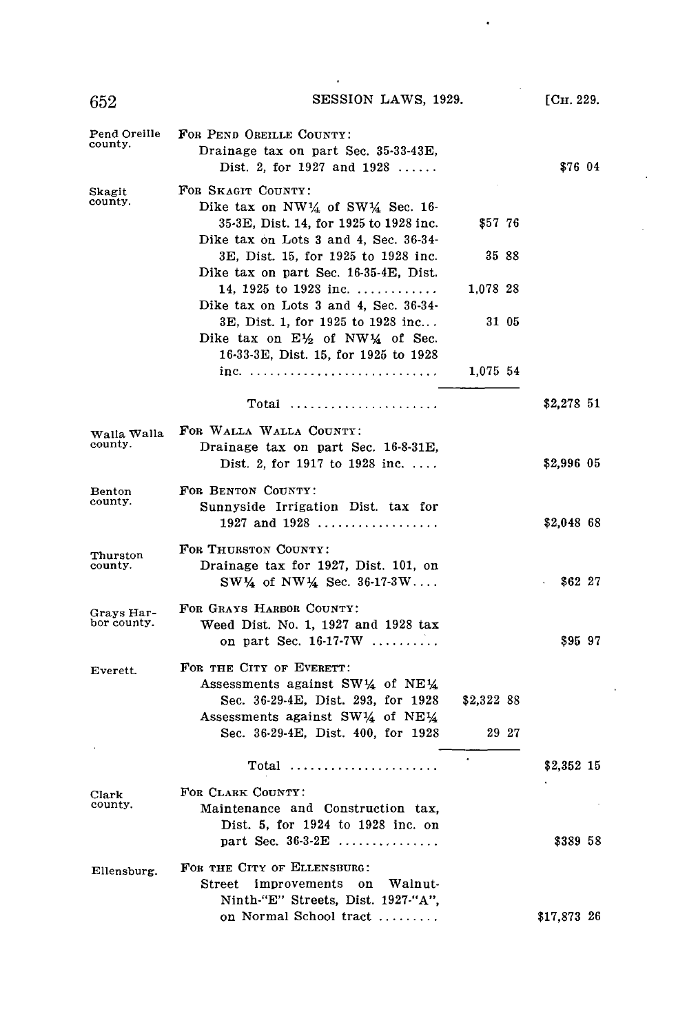| | | | |
|---|---|---|---|
| Pend Oreille county. | FOR PEND OREILLE COUNTY: | | |
| | Drainage tax on part Sec. 35-33-43E, Dist. 2, for 1927 and 1928 ...... | | $76 04 |
| Skagit county. | FOR SKAGIT COUNTY: | | |
| | Dike tax on NW¼ of SW¼ Sec. 16-35-3E, Dist. 14, for 1925 to 1928 inc. | $57 76 | |
| | Dike tax on Lots 3 and 4, Sec. 36-34-3E, Dist. 15, for 1925 to 1928 inc. | 35 88 | |
| | Dike tax on part Sec. 16-35-4E, Dist. 14, 1925 to 1928 inc. ............ | 1,078 28 | |
| | Dike tax on Lots 3 and 4, Sec. 36-34-3E, Dist. 1, for 1925 to 1928 inc... | 31 05 | |
| | Dike tax on E½ of NW¼ of Sec. 16-33-3E, Dist. 15, for 1925 to 1928 inc. ............................ | 1,075 54 | |
| | Total ...................... | | $2,278 51 |
| Walla Walla county. | FOR WALLA WALLA COUNTY: | | |
| | Drainage tax on part Sec. 16-8-31E, Dist. 2, for 1917 to 1928 inc. .... | | $2,996 05 |
| Benton county. | FOR BENTON COUNTY: | | |
| | Sunnyside Irrigation Dist. tax for 1927 and 1928 .................. | | $2,048 68 |
| Thurston county. | FOR THURSTON COUNTY: | | |
| | Drainage tax for 1927, Dist. 101, on SW¼ of NW¼ Sec. 36-17-3W.... | | $62 27 |
| Grays Harbor county. | FOR GRAYS HARBOR COUNTY: | | |
| | Weed Dist. No. 1, 1927 and 1928 tax on part Sec. 16-17-7W .......... | | $95 97 |
| Everett. | FOR THE CITY OF EVERETT: | | |
| | Assessments against SW¼ of NE¼ Sec. 36-29-4E, Dist. 293, for 1928 | $2,322 88 | |
| | Assessments against SW¼ of NE¼ Sec. 36-29-4E, Dist. 400, for 1928 | 29 27 | |
| | Total ...................... | | $2,352 15 |
| Clark county. | FOR CLARK COUNTY: | | |
| | Maintenance and Construction tax, Dist. 5, for 1924 to 1928 inc. on part Sec. 36-3-2E ............... | | $389 58 |
| Ellensburg. | FOR THE CITY OF ELLENSBURG: | | |
| | Street improvements on Walnut-Ninth-"E" Streets, Dist. 1927-"A", on Normal School tract ......... | | $17,873 26 |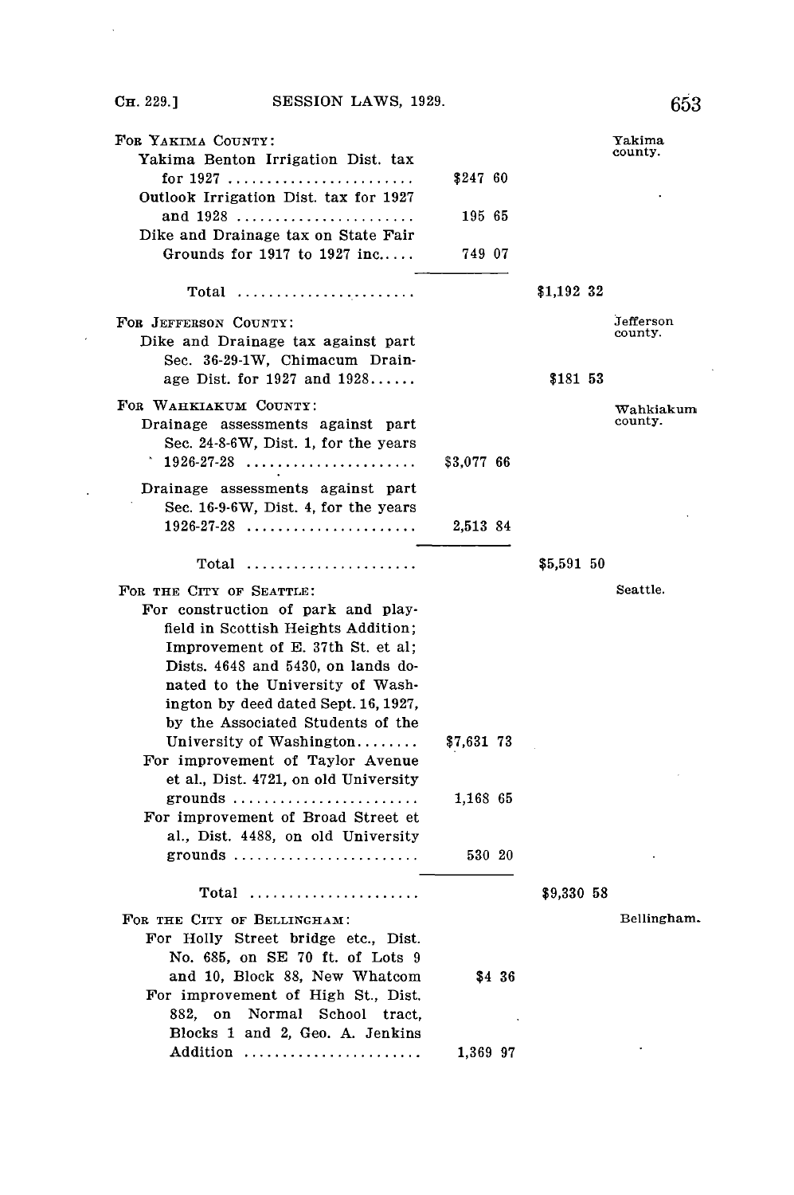FOR YAKIMA COUNTY:

| | | | |
|---|---|---|---|
| Yakima Benton Irrigation Dist. tax for 1927 | $247 60 | | Yakima county. |
| Outlook Irrigation Dist. tax for 1927 and 1928 | 195 65 | | |
| Dike and Drainage tax on State Fair Grounds for 1917 to 1927 inc. | 749 07 | | |
| Total | | $1,192 32 | |

FOR JEFFERSON COUNTY:

| | | | |
|---|---|---|---|
| Dike and Drainage tax against part Sec. 36-29-1W, Chimacum Drainage Dist. for 1927 and 1928 | | $181 53 | Jefferson county. |

FOR WAHKIAKUM COUNTY:

| | | | |
|---|---|---|---|
| Drainage assessments against part Sec. 24-8-6W, Dist. 1, for the years 1926-27-28 | $3,077 66 | | Wahkiakum county. |
| Drainage assessments against part Sec. 16-9-6W, Dist. 4, for the years 1926-27-28 | 2,513 84 | | |
| Total | | $5,591 50 | |

FOR THE CITY OF SEATTLE:

| | | | |
|---|---|---|---|
| For construction of park and playfield in Scottish Heights Addition; Improvement of E. 37th St. et al; Dists. 4648 and 5430, on lands donated to the University of Washington by deed dated Sept. 16, 1927, by the Associated Students of the University of Washington | $7,631 73 | | Seattle. |
| For improvement of Taylor Avenue et al., Dist. 4721, on old University grounds | 1,168 65 | | |
| For improvement of Broad Street et al., Dist. 4488, on old University grounds | 530 20 | | |
| Total | | $9,330 58 | |

FOR THE CITY OF BELLINGHAM:

| | | | |
|---|---|---|---|
| For Holly Street bridge etc., Dist. No. 685, on SE 70 ft. of Lots 9 and 10, Block 88, New Whatcom | $4 36 | | Bellingham. |
| For improvement of High St., Dist. 882, on Normal School tract, Blocks 1 and 2, Geo. A. Jenkins Addition | 1,369 97 | | |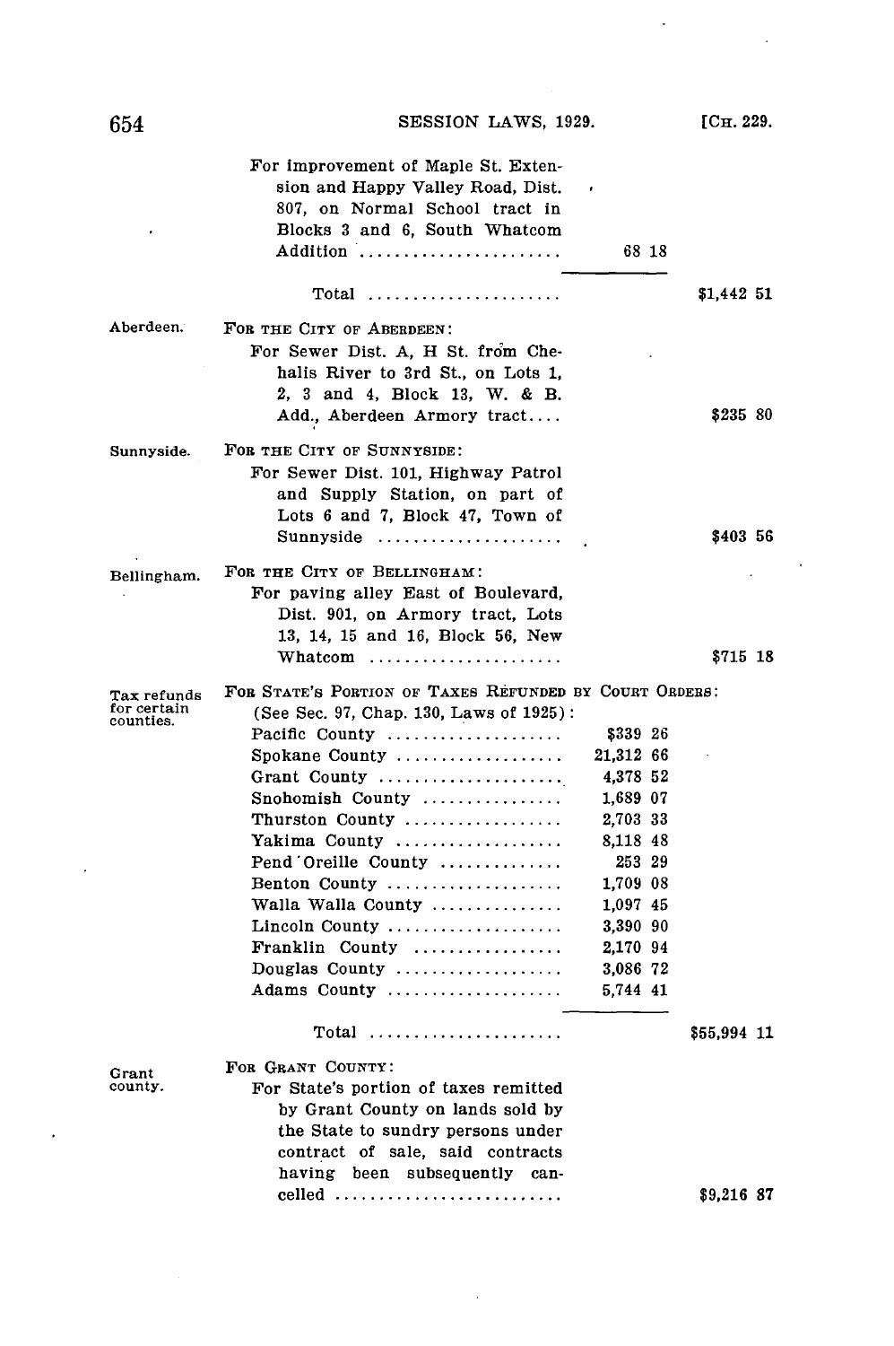For improvement of Maple St. Extension and Happy Valley Road, Dist. 807, on Normal School tract in Blocks 3 and 6, South Whatcom Addition ....................... 68 18

Total ....................... $1,442 51

Aberdeen.

FOR THE CITY OF ABERDEEN:

For Sewer Dist. A, H St. from Chehalis River to 3rd St., on Lots 1, 2, 3 and 4, Block 13, W. & B. Add., Aberdeen Armory tract.... $235 80

Sunnyside.

FOR THE CITY OF SUNNYSIDE:

For Sewer Dist. 101, Highway Patrol and Supply Station, on part of Lots 6 and 7, Block 47, Town of Sunnyside ..................... $403 56

Bellingham.

FOR THE CITY OF BELLINGHAM:

For paving alley East of Boulevard, Dist. 901, on Armory tract, Lots 13, 14, 15 and 16, Block 56, New Whatcom ...................... $715 18

Tax refunds for certain counties.

FOR STATE'S PORTION OF TAXES REFUNDED BY COURT ORDERS:

(See Sec. 97, Chap. 130, Laws of 1925):

| | | |
|---|---|---|
| Pacific County .................... | $339 26 | |
| Spokane County .................. | 21,312 66 | |
| Grant County ..................... | 4,378 52 | |
| Snohomish County ................ | 1,689 07 | |
| Thurston County .................. | 2,703 33 | |
| Yakima County ................... | 8,118 48 | |
| Pend Oreille County .............. | 253 29 | |
| Benton County .................... | 1,709 08 | |
| Walla Walla County ............... | 1,097 45 | |
| Lincoln County .................... | 3,390 90 | |
| Franklin County ................. | 2,170 94 | |
| Douglas County ................... | 3,086 72 | |
| Adams County .................... | 5,744 41 | |
| Total ...................... | | $55,994 11 |

Grant county.

FOR GRANT COUNTY:

For State's portion of taxes remitted by Grant County on lands sold by the State to sundry persons under contract of sale, said contracts having been subsequently cancelled .......................... $9,216 87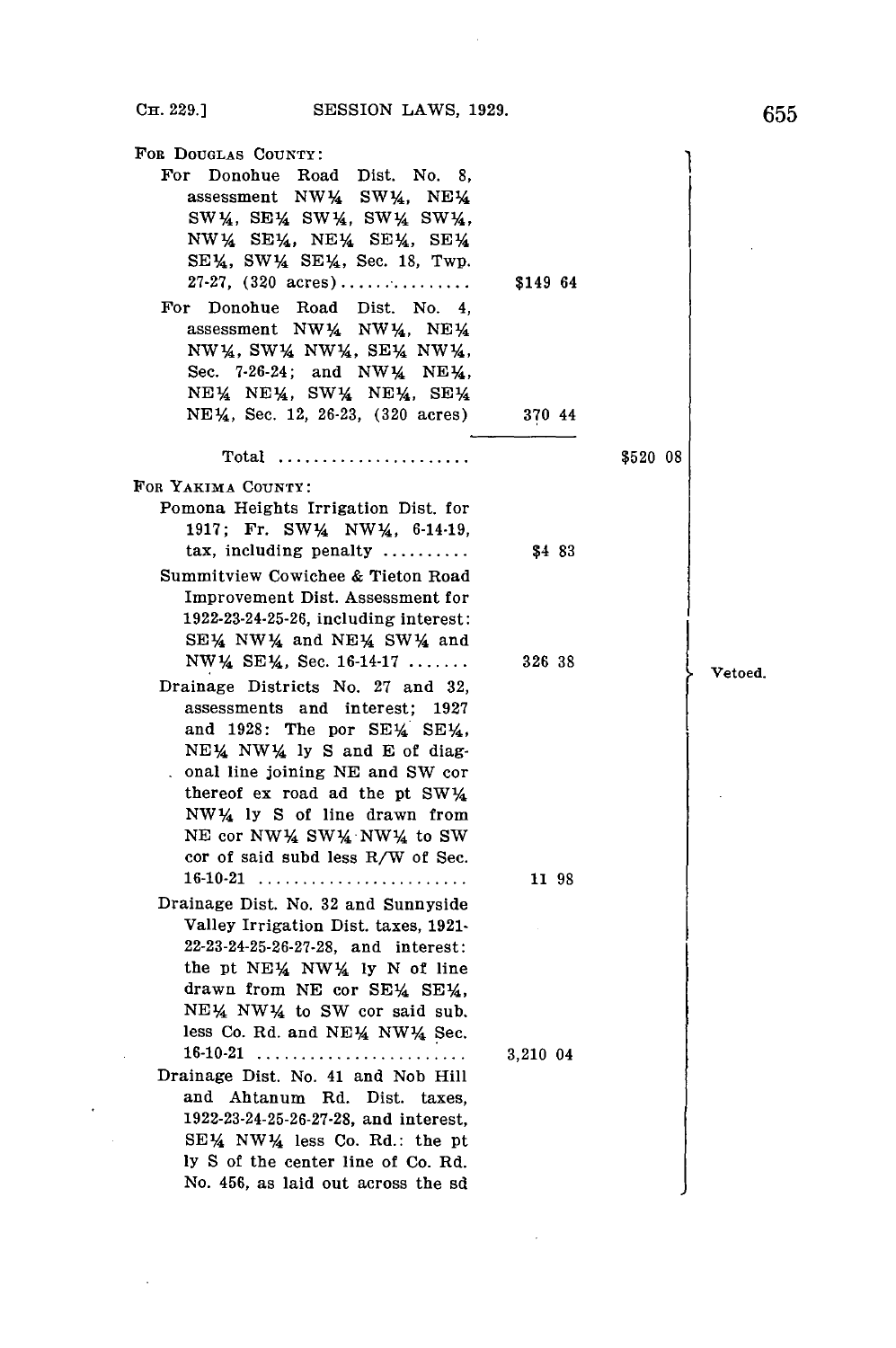| | | | |
|---|---|---|---|
| **For Douglas County:** | | | |
| For Donohue Road Dist. No. 8, assessment NW¼ SW¼, NE¼ SW¼, SE¼ SW¼, SW¼ SW¼, NW¼ SE¼, NE¼ SE¼, SE¼ SE¼, SW¼ SE¼, Sec. 18, Twp. 27-27, (320 acres)............... | $149 64 | | Vetoed. |
| For Donohue Road Dist. No. 4, assessment NW¼ NW¼, NE¼ NW¼, SW¼ NW¼, SE¼ NW¼, Sec. 7-26-24; and NW¼ NE¼, NE¼ NE¼, SW¼ NE¼, SE¼ NE¼, Sec. 12, 26-23, (320 acres) | 370 44 | | |
| Total ...................... | | $520 08 | |
| **For Yakima County:** | | | |
| Pomona Heights Irrigation Dist. for 1917; Fr. SW¼ NW¼, 6-14-19, tax, including penalty .......... | $4 83 | | |
| Summitview Cowichee & Tieton Road Improvement Dist. Assessment for 1922-23-24-25-26, including interest: SE¼ NW¼ and NE¼ SW¼ and NW¼ SE¼, Sec. 16-14-17 ....... | 326 38 | | |
| Drainage Districts No. 27 and 32, assessments and interest; 1927 and 1928: The por SE¼ SE¼, NE¼ NW¼ ly S and E of diagonal line joining NE and SW cor thereof ex road ad the pt SW¼ NW¼ ly S of line drawn from NE cor NW¼ SW¼ NW¼ to SW cor of said subd less R/W of Sec. 16-10-21 ........................ | 11 98 | | |
| Drainage Dist. No. 32 and Sunnyside Valley Irrigation Dist. taxes, 1921-22-23-24-25-26-27-28, and interest: the pt NE¼ NW¼ ly N of line drawn from NE cor SE¼ SE¼, NE¼ NW¼ to SW cor said sub. less Co. Rd. and NE¼ NW¼ Sec. 16-10-21 ........................ | 3,210 04 | | |
| Drainage Dist. No. 41 and Nob Hill and Ahtanum Rd. Dist. taxes, 1922-23-24-25-26-27-28, and interest, SE¼ NW¼ less Co. Rd.: the pt ly S of the center line of Co. Rd. No. 456, as laid out across the sd | | | |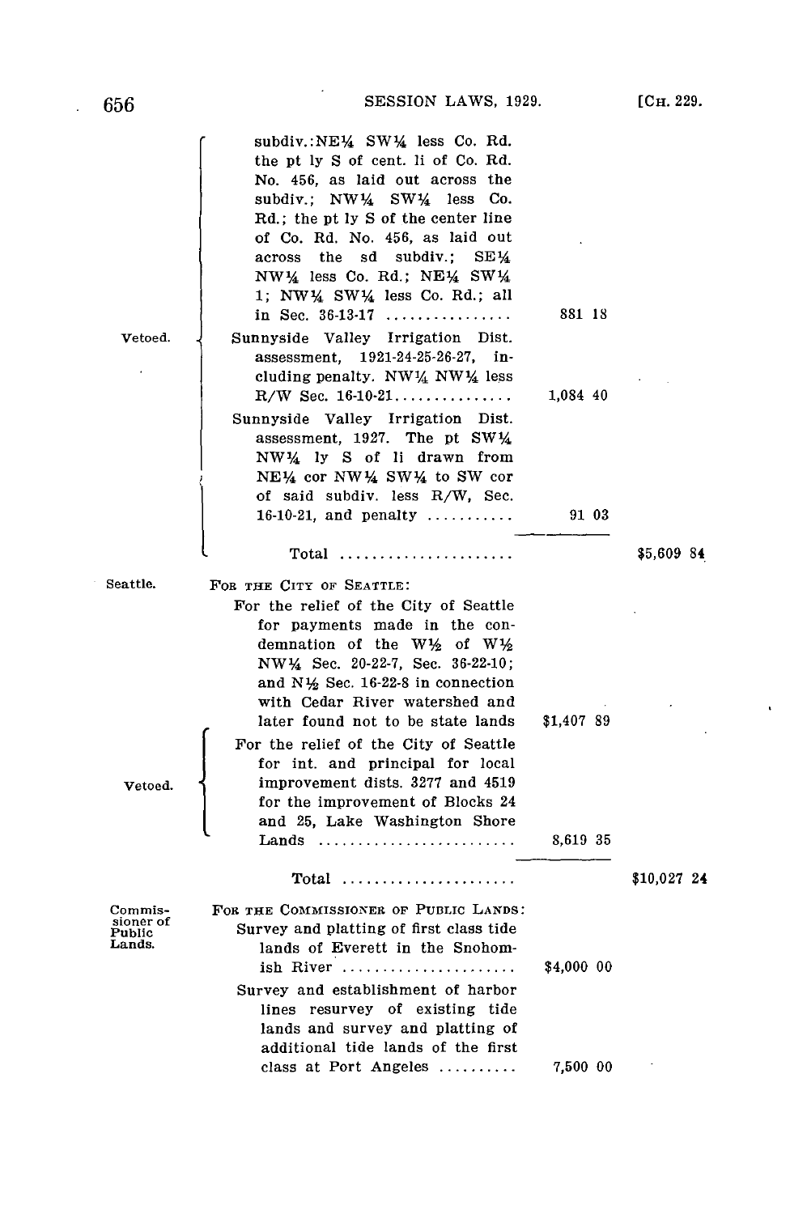| | | | |
|---|---|---|---|
| Vetoed. | subdiv.:NE¼ SW¼ less Co. Rd. the pt ly S of cent. li of Co. Rd. No. 456, as laid out across the subdiv.; NW¼ SW¼ less Co. Rd.; the pt ly S of the center line of Co. Rd. No. 456, as laid out across the sd subdiv.; SE¼ NW¼ less Co. Rd.; NE¼ SW¼ 1; NW¼ SW¼ less Co. Rd.; all in Sec. 36-13-17 ................ | 881 18 | |
| | Sunnyside Valley Irrigation Dist. assessment, 1921-24-25-26-27, including penalty. NW¼ NW¼ less R/W Sec. 16-10-21............... | 1,084 40 | |
| | Sunnyside Valley Irrigation Dist. assessment, 1927. The pt SW¼ NW¼ ly S of li drawn from NE¼ cor NW¼ SW¼ to SW cor of said subdiv. less R/W, Sec. 16-10-21, and penalty ........... | 91 03 | |
| | Total ...................... | | $5,609 84 |

| | | | |
|---|---|---|---|
| Seattle. | FOR THE CITY OF SEATTLE: | | |
| | For the relief of the City of Seattle for payments made in the condemnation of the W½ of W½ NW¼ Sec. 20-22-7, Sec. 36-22-10; and N½ Sec. 16-22-8 in connection with Cedar River watershed and later found not to be state lands | $1,407 89 | |
| Vetoed. | For the relief of the City of Seattle for int. and principal for local improvement dists. 3277 and 4519 for the improvement of Blocks 24 and 25, Lake Washington Shore Lands ......................... | 8,619 35 | |
| | Total ...................... | | $10,027 24 |

| | | | |
|---|---|---|---|
| Commissioner of Public Lands. | FOR THE COMMISSIONER OF PUBLIC LANDS: | | |
| | Survey and platting of first class tide lands of Everett in the Snohomish River ...................... | $4,000 00 | |
| | Survey and establishment of harbor lines resurvey of existing tide lands and survey and platting of additional tide lands of the first class at Port Angeles .......... | 7,500 00 | |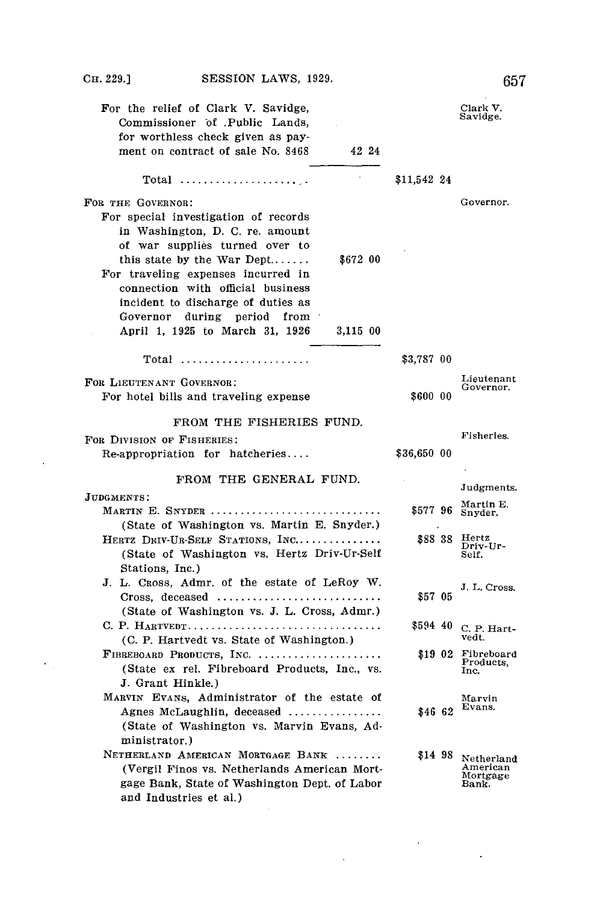For the relief of Clark V. Savidge, Commissioner of Public Lands, for worthless check given as payment on contract of sale No. 8468 ..... 42 24 — *Clark V. Savidge.*

Total ..... $11,542 24

**For the Governor:** — *Governor.*

| | | |
|---|---|---|
| For special investigation of records in Washington, D. C. re. amount of war supplies turned over to this state by the War Dept....... | $672 00 | |
| For traveling expenses incurred in connection with official business incident to discharge of duties as Governor during period from April 1, 1925 to March 31, 1926 | 3,115 00 | |
| Total ..... | | $3,787 00 |

**For Lieutenant Governor:** — *Lieutenant Governor.*

For hotel bills and traveling expense ..... $600 00

## FROM THE FISHERIES FUND.

**For Division of Fisheries:** — *Fisheries.*

Re-appropriation for hatcheries.... $36,650 00

## FROM THE GENERAL FUND.

**Judgments:** — *Judgments.*

| | | |
|---|---|---|
| MARTIN E. SNYDER ..... (State of Washington vs. Martin E. Snyder.) | $577 96 | Martin E. Snyder. |
| HERTZ DRIV-UR-SELF STATIONS, INC. ..... (State of Washington vs. Hertz Driv-Ur-Self Stations, Inc.) | $88 38 | Hertz Driv-Ur-Self. |
| J. L. CROSS, Admr. of the estate of LeRoy W. Cross, deceased ..... (State of Washington vs. J. L. Cross, Admr.) | $57 05 | J. L. Cross. |
| C. P. HARTVEDT..... (C. P. Hartvedt vs. State of Washington.) | $594 40 | C. P. Hartvedt. |
| FIBREBOARD PRODUCTS, INC. ..... (State ex rel. Fibreboard Products, Inc., vs. J. Grant Hinkle.) | $19 02 | Fibreboard Products, Inc. |
| MARVIN EVANS, Administrator of the estate of Agnes McLaughlin, deceased ..... (State of Washington vs. Marvin Evans, Administrator.) | $46 62 | Marvin Evans. |
| NETHERLAND AMERICAN MORTGAGE BANK ..... (Vergil Finos vs. Netherlands American Mortgage Bank, State of Washington Dept. of Labor and Industries et al.) | $14 98 | Netherland American Mortgage Bank. |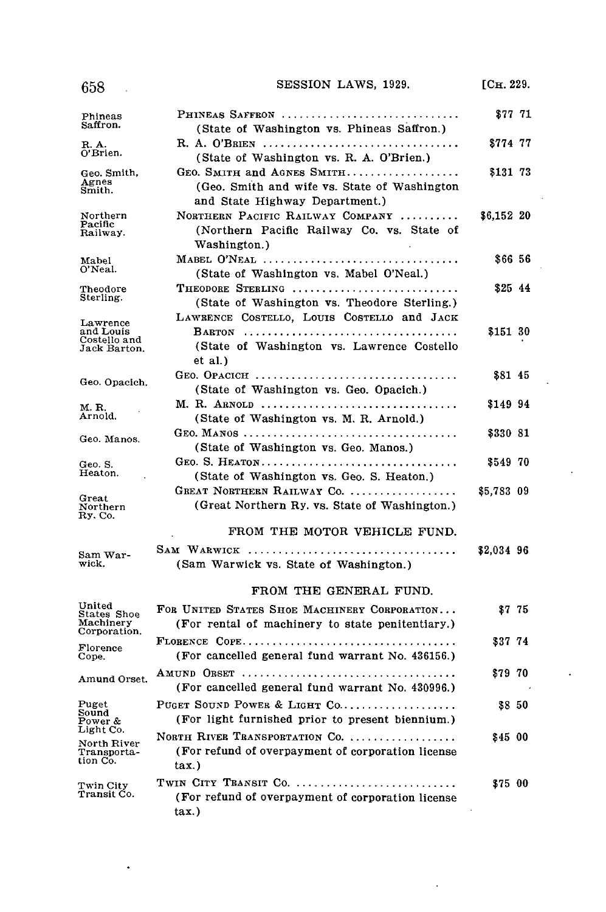Phineas Saffron. PHINEAS SAFFRON .............................. $77 71
(State of Washington vs. Phineas Saffron.)

R. A. O'Brien. R. A. O'BRIEN ................................. $774 77
(State of Washington vs. R. A. O'Brien.)

Geo. Smith, Agnes Smith. GEO. SMITH and AGNES SMITH.................. $131 73
(Geo. Smith and wife vs. State of Washington and State Highway Department.)

Northern Pacific Railway. NORTHERN PACIFIC RAILWAY COMPANY .......... $6,152 20
(Northern Pacific Railway Co. vs. State of Washington.)

Mabel O'Neal. MABEL O'NEAL ................................. $66 56
(State of Washington vs. Mabel O'Neal.)

Theodore Sterling. THEODORE STERLING ........................... $25 44
(State of Washington vs. Theodore Sterling.)

Lawrence and Louis Costello and Jack Barton. LAWRENCE COSTELLO, LOUIS COSTELLO and JACK BARTON ................................... $151 30
(State of Washington vs. Lawrence Costello et al.)

Geo. Opacich. GEO. OPACICH .................................. $81 45
(State of Washington vs. Geo. Opacich.)

M. R. Arnold. M. R. ARNOLD ................................. $149 94
(State of Washington vs. M. R. Arnold.)

Geo. Manos. GEO. MANOS .................................... $330 81
(State of Washington vs. Geo. Manos.)

Geo. S. Heaton. GEO. S. HEATON................................. $549 70
(State of Washington vs. Geo. S. Heaton.)

Great Northern Ry. Co. GREAT NORTHERN RAILWAY CO. .................. $5,783 09
(Great Northern Ry. vs. State of Washington.)

FROM THE MOTOR VEHICLE FUND.

Sam Warwick. SAM WARWICK .................................. $2,034 96
(Sam Warwick vs. State of Washington.)

FROM THE GENERAL FUND.

United States Shoe Machinery Corporation. FOR UNITED STATES SHOE MACHINERY CORPORATION... $7 75
(For rental of machinery to state penitentiary.)

Florence Cope. FLORENCE COPE.................................... $37 74
(For cancelled general fund warrant No. 436156.)

Amund Orset. AMUND ORSET ................................... $79 70
(For cancelled general fund warrant No. 430996.)

Puget Sound Power & Light Co. PUGET SOUND POWER & LIGHT CO.................... $8 50
(For light furnished prior to present biennium.)

North River Transportation Co. NORTH RIVER TRANSPORTATION CO. .................. $45 00
(For refund of overpayment of corporation license tax.)

Twin City Transit Co. TWIN CITY TRANSIT CO. ........................... $75 00
(For refund of overpayment of corporation license tax.)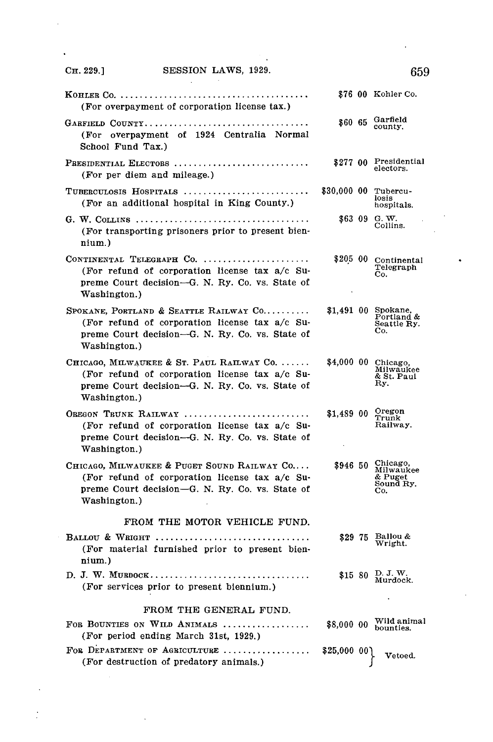KOHLER CO. .......................................... $76 00 Kohler Co.
(For overpayment of corporation license tax.)

GARFIELD COUNTY.................................. $60 65 Garfield county.
(For overpayment of 1924 Centralia Normal School Fund Tax.)

PRESIDENTIAL ELECTORS ............................ $277 00 Presidential electors.
(For per diem and mileage.)

TUBERCULOSIS HOSPITALS .......................... $30,000 00 Tuberculosis hospitals.
(For an additional hospital in King County.)

G. W. COLLINS .................................... $63 09 G. W. Collins.
(For transporting prisoners prior to present biennium.)

CONTINENTAL TELEGRAPH CO. ...................... $205 00 Continental Telegraph Co.
(For refund of corporation license tax a/c Supreme Court decision—G. N. Ry. Co. vs. State of Washington.)

SPOKANE, PORTLAND & SEATTLE RAILWAY CO.......... $1,491 00 Spokane, Portland & Seattle Ry. Co.
(For refund of corporation license tax a/c Supreme Court decision—G. N. Ry. Co. vs. State of Washington.)

CHICAGO, MILWAUKEE & ST. PAUL RAILWAY CO. ...... $4,000 00 Chicago, Milwaukee & St. Paul Ry.
(For refund of corporation license tax a/c Supreme Court decision—G. N. Ry. Co. vs. State of Washington.)

OREGON TRUNK RAILWAY .......................... $1,489 00 Oregon Trunk Railway.
(For refund of corporation license tax a/c Supreme Court decision—G. N. Ry. Co. vs. State of Washington.)

CHICAGO, MILWAUKEE & PUGET SOUND RAILWAY CO.... $946 50 Chicago, Milwaukee & Puget Sound Ry. Co.
(For refund of corporation license tax a/c Supreme Court decision—G. N. Ry. Co. vs. State of Washington.)

FROM THE MOTOR VEHICLE FUND.

BALLOU & WRIGHT ................................ $29 75 Ballou & Wright.
(For material furnished prior to present biennium.)

D. J. W. MURDOCK................................. $15 80 D. J. W. Murdock.
(For services prior to present biennium.)

FROM THE GENERAL FUND.

FOR BOUNTIES ON WILD ANIMALS .................. $8,000 00 Wild animal bounties.
(For period ending March 31st, 1929.)

FOR DEPARTMENT OF AGRICULTURE .................. $25,000 00 Vetoed.
(For destruction of predatory animals.)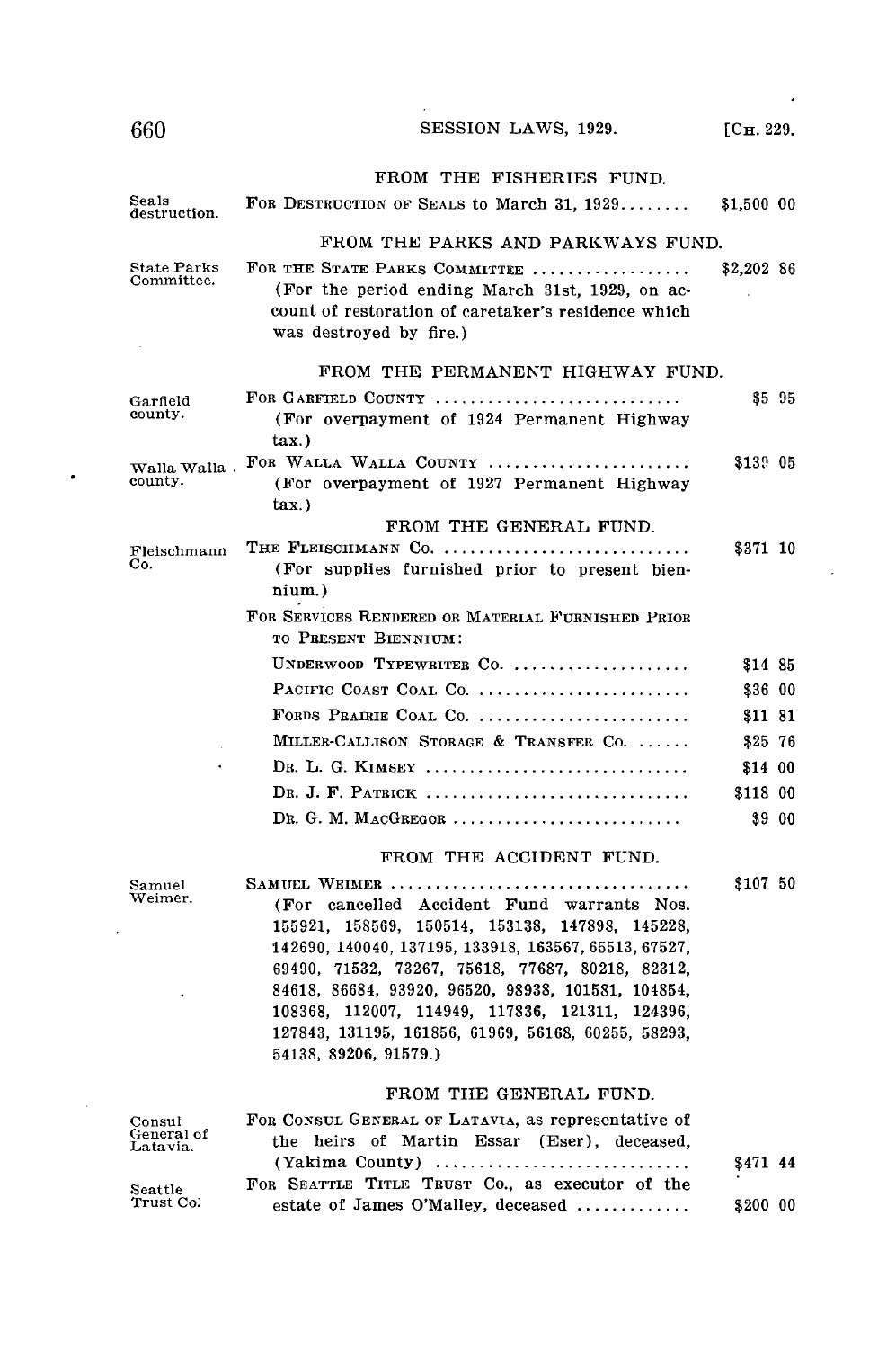FROM THE FISHERIES FUND.

Seals destruction. FOR DESTRUCTION OF SEALS to March 31, 1929........ $1,500 00

FROM THE PARKS AND PARKWAYS FUND.

State Parks Committee. FOR THE STATE PARKS COMMITTEE .................. $2,202 86
(For the period ending March 31st, 1929, on account of restoration of caretaker's residence which was destroyed by fire.)

FROM THE PERMANENT HIGHWAY FUND.

Garfield county. FOR GARFIELD COUNTY ............................ $5 95
(For overpayment of 1924 Permanent Highway tax.)

Walla Walla county. FOR WALLA WALLA COUNTY ....................... $139 05
(For overpayment of 1927 Permanent Highway tax.)

FROM THE GENERAL FUND.

Fleischmann Co. THE FLEISCHMANN CO. ............................ $371 10
(For supplies furnished prior to present biennium.)

FOR SERVICES RENDERED OR MATERIAL FURNISHED PRIOR TO PRESENT BIENNIUM:

| | |
|---|---|
| UNDERWOOD TYPEWRITER CO. .................... | $14 85 |
| PACIFIC COAST COAL CO. ........................ | $36 00 |
| FORDS PRAIRIE COAL CO. ........................ | $11 81 |
| MILLER-CALLISON STORAGE & TRANSFER CO. ...... | $25 76 |
| DR. L. G. KIMSEY .............................. | $14 00 |
| DR. J. F. PATRICK .............................. | $118 00 |
| DR. G. M. MACGREGOR .......................... | $9 00 |

FROM THE ACCIDENT FUND.

Samuel Weimer. SAMUEL WEIMER .................................. $107 50
(For cancelled Accident Fund warrants Nos. 155921, 158569, 150514, 153138, 147898, 145228, 142690, 140040, 137195, 133918, 163567, 65513, 67527, 69490, 71532, 73267, 75618, 77687, 80218, 82312, 84618, 86684, 93920, 96520, 98938, 101581, 104854, 108368, 112007, 114949, 117836, 121311, 124396, 127843, 131195, 161856, 61969, 56168, 60255, 58293, 54138, 89206, 91579.)

FROM THE GENERAL FUND.

Consul General of Latavia. FOR CONSUL GENERAL OF LATAVIA, as representative of the heirs of Martin Essar (Eser), deceased, (Yakima County) ............................ $471 44

Seattle Trust Co. FOR SEATTLE TITLE TRUST CO., as executor of the estate of James O'Malley, deceased ............ $200 00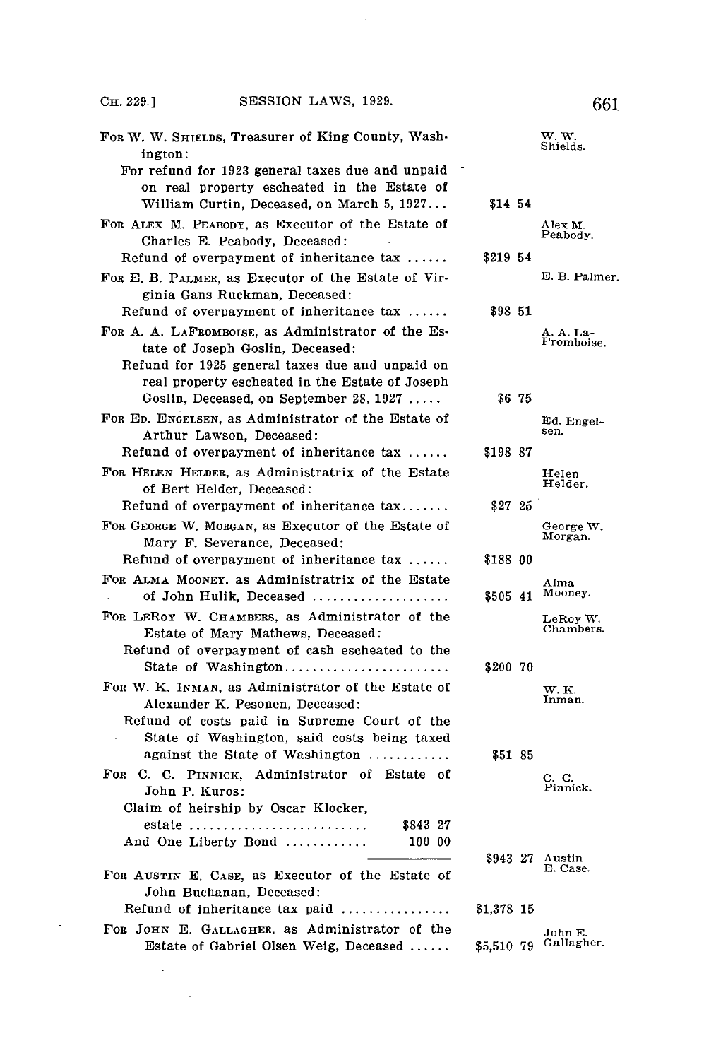FOR W. W. SHIELDS, Treasurer of King County, Washington: — W. W. Shields.

For refund for 1923 general taxes due and unpaid on real property escheated in the Estate of William Curtin, Deceased, on March 5, 1927... $14 54

FOR ALEX M. PEABODY, as Executor of the Estate of Charles E. Peabody, Deceased: — Alex M. Peabody.

Refund of overpayment of inheritance tax ...... $219 54

FOR E. B. PALMER, as Executor of the Estate of Virginia Gans Ruckman, Deceased: — E. B. Palmer.

Refund of overpayment of inheritance tax ...... $98 51

FOR A. A. LAFROMBOISE, as Administrator of the Estate of Joseph Goslin, Deceased: — A. A. LaFromboise.

Refund for 1925 general taxes due and unpaid on real property escheated in the Estate of Joseph Goslin, Deceased, on September 28, 1927 ..... $6 75

FOR ED. ENGELSEN, as Administrator of the Estate of Arthur Lawson, Deceased: — Ed. Engelsen.

Refund of overpayment of inheritance tax ...... $198 87

FOR HELEN HELDER, as Administratrix of the Estate of Bert Helder, Deceased: — Helen Helder.

Refund of overpayment of inheritance tax....... $27 25

FOR GEORGE W. MORGAN, as Executor of the Estate of Mary F. Severance, Deceased: — George W. Morgan.

Refund of overpayment of inheritance tax ...... $188 00

FOR ALMA MOONEY, as Administratrix of the Estate of John Hulik, Deceased .................... $505 41 — Alma Mooney.

FOR LEROY W. CHAMBERS, as Administrator of the Estate of Mary Mathews, Deceased: — LeRoy W. Chambers.

Refund of overpayment of cash escheated to the State of Washington........................ $200 70

FOR W. K. INMAN, as Administrator of the Estate of Alexander K. Pesonen, Deceased: — W. K. Inman.

Refund of costs paid in Supreme Court of the State of Washington, said costs being taxed against the State of Washington ............ $51 85

FOR C. C. PINNICK, Administrator of Estate of John P. Kuros: — C. C. Pinnick.

Claim of heirship by Oscar Klocker,

| | | |
|---|---|---|
| estate .......................... | $843 27 | |
| And One Liberty Bond ............ | 100 00 | |
| | | $943 27 |

FOR AUSTIN E. CASE, as Executor of the Estate of John Buchanan, Deceased: — Austin E. Case.

Refund of inheritance tax paid ................ $1,378 15

FOR JOHN E. GALLAGHER, as Administrator of the Estate of Gabriel Olsen Weig, Deceased ...... $5,510 79 — John E. Gallagher.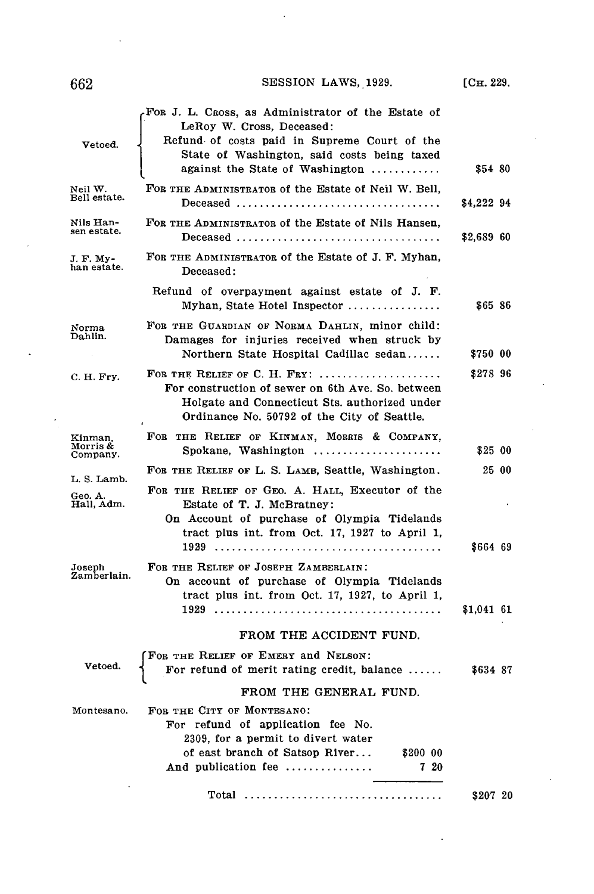Vetoed.

FOR J. L. CROSS, as Administrator of the Estate of LeRoy W. Cross, Deceased:
Refund of costs paid in Supreme Court of the State of Washington, said costs being taxed against the State of Washington ............ $54 80

Neil W. Bell estate.

FOR THE ADMINISTRATOR of the Estate of Neil W. Bell, Deceased .................................. $4,222 94

Nils Hansen estate.

FOR THE ADMINISTRATOR of the Estate of Nils Hansen, Deceased .................................. $2,689 60

J. F. Myhan estate.

FOR THE ADMINISTRATOR of the Estate of J. F. Myhan, Deceased:
Refund of overpayment against estate of J. F. Myhan, State Hotel Inspector ................ $65 86

Norma Dahlin.

FOR THE GUARDIAN OF NORMA DAHLIN, minor child:
Damages for injuries received when struck by Northern State Hospital Cadillac sedan...... $750 00

C. H. Fry.

FOR THE RELIEF OF C. H. FRY: .................... $278 96
For construction of sewer on 6th Ave. So. between Holgate and Connecticut Sts. authorized under Ordinance No. 50792 of the City of Seattle.

Kinman, Morris & Company.

FOR THE RELIEF OF KINMAN, MORRIS & COMPANY, Spokane, Washington ...................... $25 00

L. S. Lamb.

FOR THE RELIEF OF L. S. LAMB, Seattle, Washington. 25 00

Geo. A. Hall, Adm.

FOR THE RELIEF OF GEO. A. HALL, Executor of the Estate of T. J. McBratney:
On Account of purchase of Olympia Tidelands tract plus int. from Oct. 17, 1927 to April 1, 1929 ...................................... $664 69

Joseph Zamberlain.

FOR THE RELIEF OF JOSEPH ZAMBERLAIN:
On account of purchase of Olympia Tidelands tract plus int. from Oct. 17, 1927, to April 1, 1929 ....................................... $1,041 61

FROM THE ACCIDENT FUND.

Vetoed.

FOR THE RELIEF OF EMERY and NELSON:
For refund of merit rating credit, balance ...... $634 87

FROM THE GENERAL FUND.

Montesano.

FOR THE CITY OF MONTESANO:
For refund of application fee No. 2309, for a permit to divert water of east branch of Satsop River... $200 00
And publication fee .............. 7 20

Total .................................. $207 20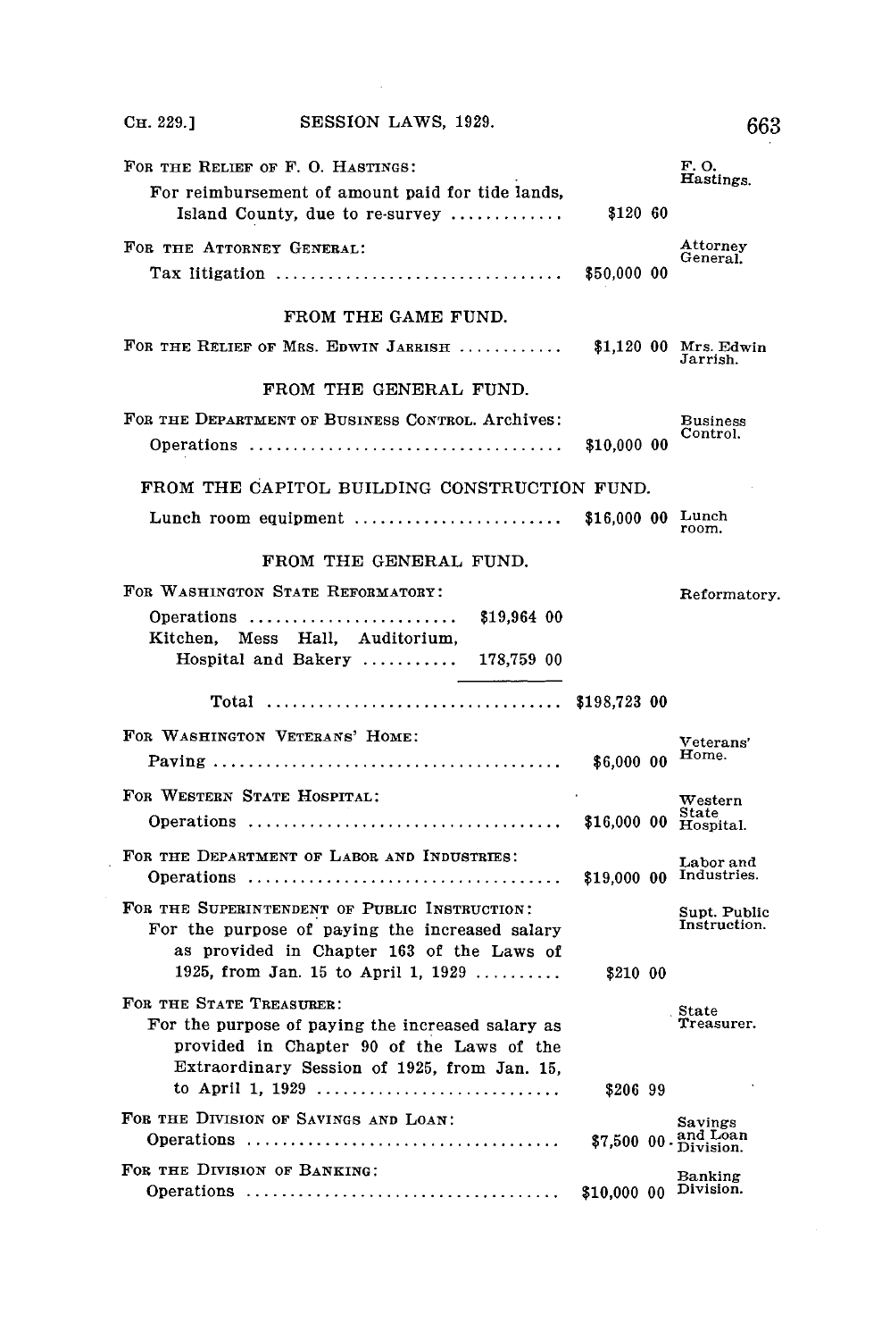FOR THE RELIEF OF F. O. HASTINGS: *F. O. Hastings.*

For reimbursement of amount paid for tide lands, Island County, due to re-survey ............ $120 60

FOR THE ATTORNEY GENERAL: *Attorney General.*

Tax litigation ................................ $50,000 00

FROM THE GAME FUND.

FOR THE RELIEF OF MRS. EDWIN JARRISH ............ $1,120 00 *Mrs. Edwin Jarrish.*

FROM THE GENERAL FUND.

FOR THE DEPARTMENT OF BUSINESS CONTROL. Archives: *Business Control.*

Operations ................................... $10,000 00

FROM THE CAPITOL BUILDING CONSTRUCTION FUND.

Lunch room equipment ........................ $16,000 00 *Lunch room.*

FROM THE GENERAL FUND.

FOR WASHINGTON STATE REFORMATORY: *Reformatory.*

Operations ........................ $19,964 00

Kitchen, Mess Hall, Auditorium, Hospital and Bakery ........... 178,759 00

Total ................................. $198,723 00

FOR WASHINGTON VETERANS' HOME: *Veterans' Home.*

Paving ....................................... $6,000 00

FOR WESTERN STATE HOSPITAL: *Western State Hospital.*

Operations ................................... $16,000 00

FOR THE DEPARTMENT OF LABOR AND INDUSTRIES: *Labor and Industries.*

Operations ................................... $19,000 00

FOR THE SUPERINTENDENT OF PUBLIC INSTRUCTION: *Supt. Public Instruction.*

For the purpose of paying the increased salary as provided in Chapter 163 of the Laws of 1925, from Jan. 15 to April 1, 1929 .......... $210 00

FOR THE STATE TREASURER: *State Treasurer.*

For the purpose of paying the increased salary as provided in Chapter 90 of the Laws of the Extraordinary Session of 1925, from Jan. 15, to April 1, 1929 ............................ $206 99

FOR THE DIVISION OF SAVINGS AND LOAN: *Savings and Loan Division.*

Operations ................................... $7,500 00

FOR THE DIVISION OF BANKING: *Banking Division.*

Operations ................................... $10,000 00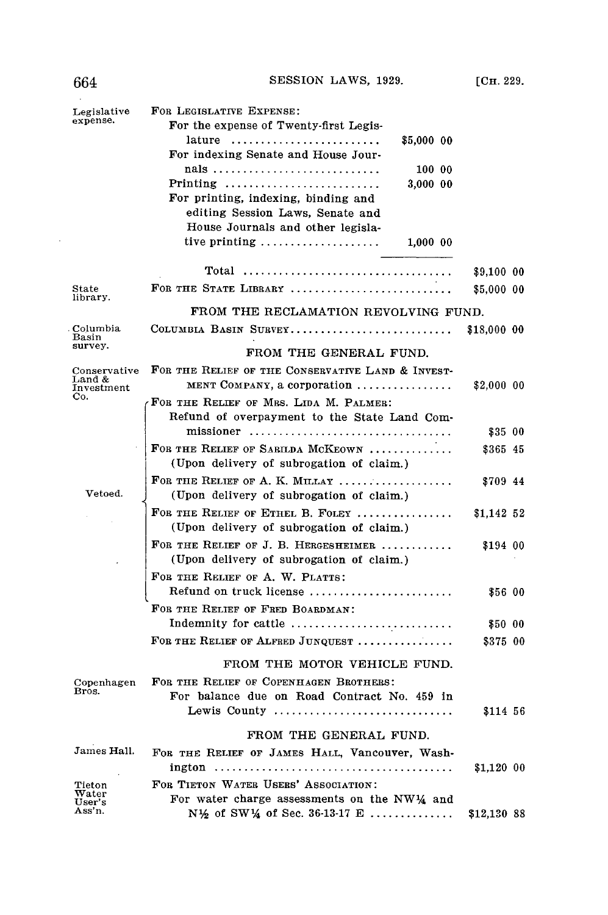| | | | |
|---|---|---|---|
| Legislative expense. | FOR LEGISLATIVE EXPENSE: | | |
| | For the expense of Twenty-first Legislature | $5,000 00 | |
| | For indexing Senate and House Journals | 100 00 | |
| | Printing | 3,000 00 | |
| | For printing, indexing, binding and editing Session Laws, Senate and House Journals and other legislative printing | 1,000 00 | |
| | Total | | $9,100 00 |
| State library. | FOR THE STATE LIBRARY | | $5,000 00 |

FROM THE RECLAMATION REVOLVING FUND.

| | | |
|---|---|---|
| Columbia Basin survey. | COLUMBIA BASIN SURVEY | $18,000 00 |

FROM THE GENERAL FUND.

| | | |
|---|---|---|
| Conservative Land & Investment Co. | FOR THE RELIEF OF THE CONSERVATIVE LAND & INVESTMENT COMPANY, a corporation | $2,000 00 |
| Vetoed. | FOR THE RELIEF OF MRS. LIDA M. PALMER: Refund of overpayment to the State Land Commissioner | $35 00 |
| Vetoed. | FOR THE RELIEF OF SARILDA MCKEOWN (Upon delivery of subrogation of claim.) | $365 45 |
| Vetoed. | FOR THE RELIEF OF A. K. MILLAY (Upon delivery of subrogation of claim.) | $709 44 |
| Vetoed. | FOR THE RELIEF OF ETHEL B. FOLEY (Upon delivery of subrogation of claim.) | $1,142 52 |
| Vetoed. | FOR THE RELIEF OF J. B. HERGESHEIMER (Upon delivery of subrogation of claim.) | $194 00 |
| Vetoed. | FOR THE RELIEF OF A. W. PLATTS: Refund on truck license | $56 00 |
| | FOR THE RELIEF OF FRED BOARDMAN: Indemnity for cattle | $50 00 |
| | FOR THE RELIEF OF ALFRED JUNQUEST | $375 00 |

FROM THE MOTOR VEHICLE FUND.

| | | |
|---|---|---|
| Copenhagen Bros. | FOR THE RELIEF OF COPENHAGEN BROTHERS: For balance due on Road Contract No. 459 in Lewis County | $114 56 |

FROM THE GENERAL FUND.

| | | |
|---|---|---|
| James Hall. | FOR THE RELIEF OF JAMES HALL, Vancouver, Washington | $1,120 00 |
| Tieton Water User's Ass'n. | FOR TIETON WATER USERS' ASSOCIATION: For water charge assessments on the NW¼ and N½ of SW¼ of Sec. 36-13-17 E | $12,130 88 |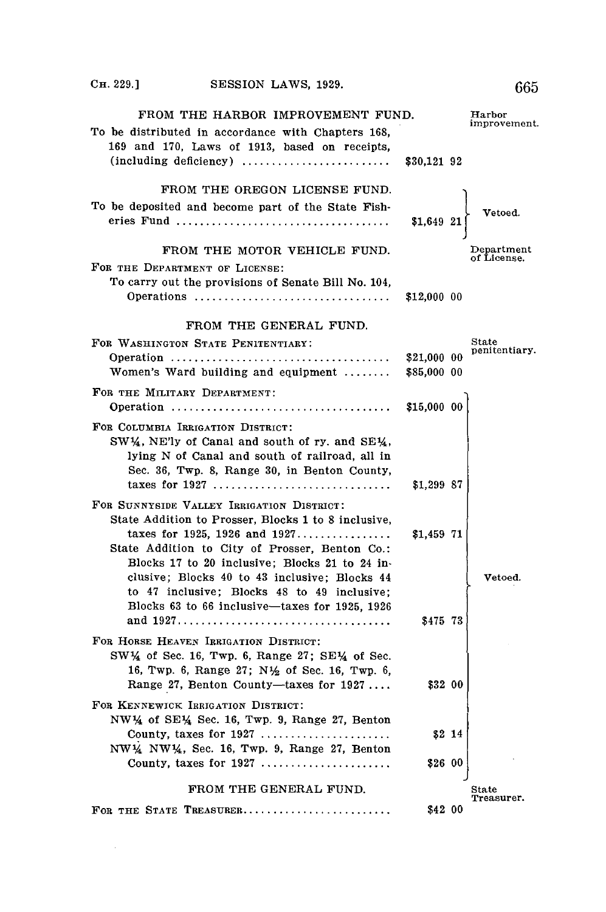FROM THE HARBOR IMPROVEMENT FUND.

Harbor improvement.

To be distributed in accordance with Chapters 168, 169 and 170, Laws of 1913, based on receipts, (including deficiency) ......................... $30,121 92

FROM THE OREGON LICENSE FUND.

To be deposited and become part of the State Fisheries Fund .................................... $1,649 21 } Vetoed.

FROM THE MOTOR VEHICLE FUND.

Department of License.

FOR THE DEPARTMENT OF LICENSE:

To carry out the provisions of Senate Bill No. 104, Operations ................................. $12,000 00

FROM THE GENERAL FUND.

State penitentiary.

FOR WASHINGTON STATE PENITENTIARY:

Operation ..................................... $21,000 00

Women's Ward building and equipment ........ $85,000 00

FOR THE MILITARY DEPARTMENT:

Operation ..................................... $15,000 00

FOR COLUMBIA IRRIGATION DISTRICT:

SW¼, NE'ly of Canal and south of ry. and SE¼, lying N of Canal and south of railroad, all in Sec. 36, Twp. 8, Range 30, in Benton County, taxes for 1927 ............................. $1,299 87

FOR SUNNYSIDE VALLEY IRRIGATION DISTRICT:

State Addition to Prosser, Blocks 1 to 8 inclusive, taxes for 1925, 1926 and 1927................ $1,459 71

State Addition to City of Prosser, Benton Co.: Blocks 17 to 20 inclusive; Blocks 21 to 24 inclusive; Blocks 40 to 43 inclusive; Blocks 44 to 47 inclusive; Blocks 48 to 49 inclusive; Blocks 63 to 66 inclusive—taxes for 1925, 1926 and 1927.................................... $475 73

FOR HORSE HEAVEN IRRIGATION DISTRICT:

SW¼ of Sec. 16, Twp. 6, Range 27; SE¼ of Sec. 16, Twp. 6, Range 27; N½ of Sec. 16, Twp. 6, Range 27, Benton County—taxes for 1927 .... $32 00

FOR KENNEWICK IRRIGATION DISTRICT:

NW¼ of SE¼ Sec. 16, Twp. 9, Range 27, Benton County, taxes for 1927 ...................... $2 14

NW¼ NW¼, Sec. 16, Twp. 9, Range 27, Benton County, taxes for 1927 ...................... $26 00

(Items from "For the Military Department" through "For Kennewick Irrigation District": Vetoed.)

FROM THE GENERAL FUND.

State Treasurer.

FOR THE STATE TREASURER......................... $42 00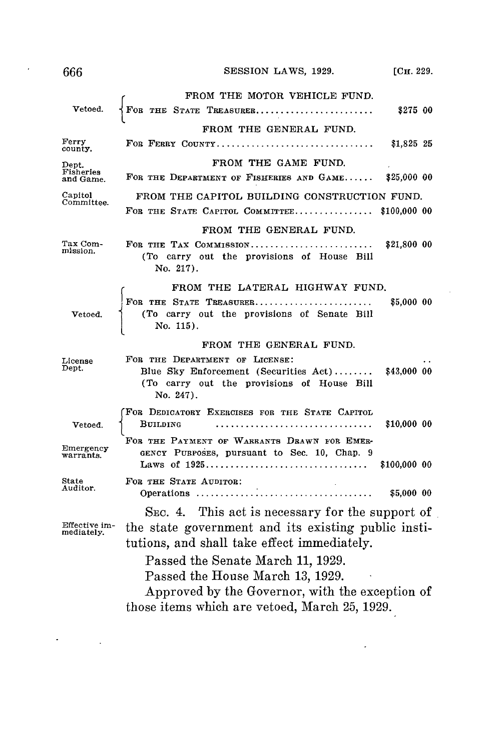FROM THE MOTOR VEHICLE FUND.

Vetoed. FOR THE STATE TREASURER........................ $275 00

FROM THE GENERAL FUND.

Ferry county. FOR FERRY COUNTY................................ $1,825 25

FROM THE GAME FUND.

Dept. Fisheries and Game. FOR THE DEPARTMENT OF FISHERIES AND GAME...... $25,000 00

FROM THE CAPITOL BUILDING CONSTRUCTION FUND.

Capitol Committee. FOR THE STATE CAPITOL COMMITTEE................ $100,000 00

FROM THE GENERAL FUND.

Tax Commission. FOR THE TAX COMMISSION......................... $21,800 00
(To carry out the provisions of House Bill No. 217).

FROM THE LATERAL HIGHWAY FUND.

Vetoed. FOR THE STATE TREASURER........................ $5,000 00
(To carry out the provisions of Senate Bill No. 115).

FROM THE GENERAL FUND.

License Dept. FOR THE DEPARTMENT OF LICENSE:
Blue Sky Enforcement (Securities Act)........ $43,000 00
(To carry out the provisions of House Bill No. 247).

Vetoed. FOR DEDICATORY EXERCISES FOR THE STATE CAPITOL BUILDING ................................ $10,000 00

Emergency warrants. FOR THE PAYMENT OF WARRANTS DRAWN FOR EMERGENCY PURPOSES, pursuant to Sec. 10, Chap. 9 Laws of 1925................................ $100,000 00

State Auditor. FOR THE STATE AUDITOR:
Operations ...................................... $5,000 00

Effective immediately. SEC. 4. This act is necessary for the support of the state government and its existing public institutions, and shall take effect immediately.

Passed the Senate March 11, 1929.

Passed the House March 13, 1929.

Approved by the Governor, with the exception of those items which are vetoed, March 25, 1929.